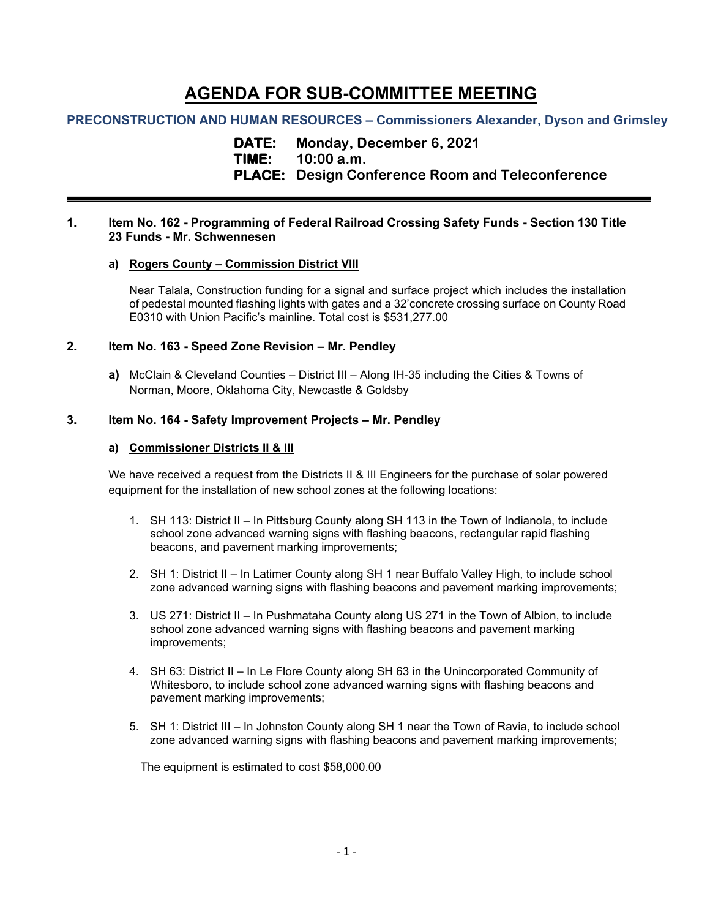# AGENDA FOR SUB-COMMITTEE MEETING

## PRECONSTRUCTION AND HUMAN RESOURCES – Commissioners Alexander, Dyson and Grimsley

**DATE:** Monday, December 6, 2021
**TIME:** 10:00 a.m.
**PLACE:** Design Conference Room and Teleconference

---

### 1. Item No. 162 - Programming of Federal Railroad Crossing Safety Funds - Section 130 Title 23 Funds - Mr. Schwennesen

**a) Rogers County – Commission District VIII**

Near Talala, Construction funding for a signal and surface project which includes the installation of pedestal mounted flashing lights with gates and a 32' concrete crossing surface on County Road E0310 with Union Pacific's mainline. Total cost is $531,277.00

### 2. Item No. 163 - Speed Zone Revision – Mr. Pendley

**a)** McClain & Cleveland Counties – District III – Along IH-35 including the Cities & Towns of Norman, Moore, Oklahoma City, Newcastle & Goldsby

### 3. Item No. 164 - Safety Improvement Projects – Mr. Pendley

**a) Commissioner Districts II & III**

We have received a request from the Districts II & III Engineers for the purchase of solar powered equipment for the installation of new school zones at the following locations:

1. SH 113: District II – In Pittsburg County along SH 113 in the Town of Indianola, to include school zone advanced warning signs with flashing beacons, rectangular rapid flashing beacons, and pavement marking improvements;
2. SH 1: District II – In Latimer County along SH 1 near Buffalo Valley High, to include school zone advanced warning signs with flashing beacons and pavement marking improvements;
3. US 271: District II – In Pushmataha County along US 271 in the Town of Albion, to include school zone advanced warning signs with flashing beacons and pavement marking improvements;
4. SH 63: District II – In Le Flore County along SH 63 in the Unincorporated Community of Whitesboro, to include school zone advanced warning signs with flashing beacons and pavement marking improvements;
5. SH 1: District III – In Johnston County along SH 1 near the Town of Ravia, to include school zone advanced warning signs with flashing beacons and pavement marking improvements;

The equipment is estimated to cost $58,000.00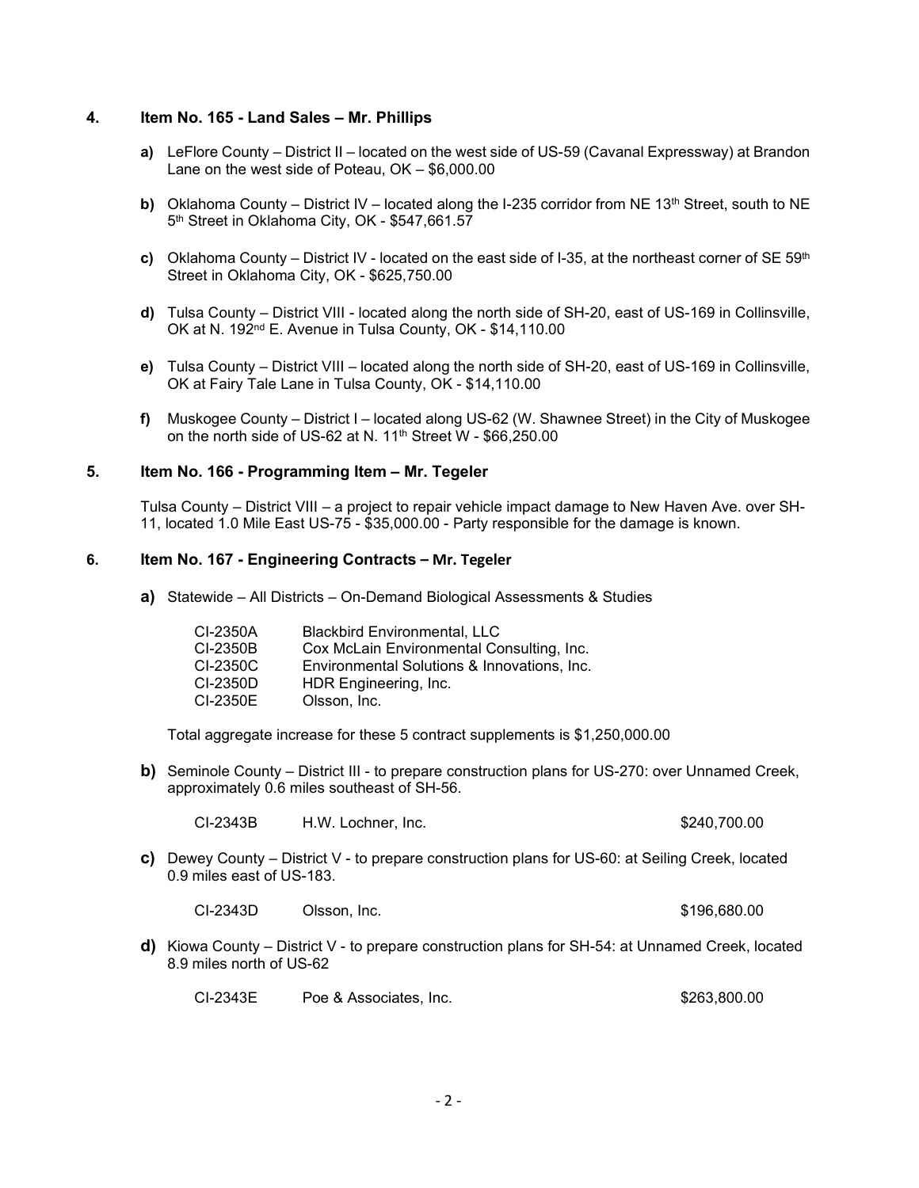## 4. Item No. 165 - Land Sales – Mr. Phillips

**a)** LeFlore County – District II – located on the west side of US-59 (Cavanal Expressway) at Brandon Lane on the west side of Poteau, OK – $6,000.00

**b)** Oklahoma County – District IV – located along the I-235 corridor from NE 13th Street, south to NE 5th Street in Oklahoma City, OK - $547,661.57

**c)** Oklahoma County – District IV - located on the east side of I-35, at the northeast corner of SE 59th Street in Oklahoma City, OK - $625,750.00

**d)** Tulsa County – District VIII - located along the north side of SH-20, east of US-169 in Collinsville, OK at N. 192nd E. Avenue in Tulsa County, OK - $14,110.00

**e)** Tulsa County – District VIII – located along the north side of SH-20, east of US-169 in Collinsville, OK at Fairy Tale Lane in Tulsa County, OK - $14,110.00

**f)** Muskogee County – District I – located along US-62 (W. Shawnee Street) in the City of Muskogee on the north side of US-62 at N. 11th Street W - $66,250.00

## 5. Item No. 166 - Programming Item – Mr. Tegeler

Tulsa County – District VIII – a project to repair vehicle impact damage to New Haven Ave. over SH-11, located 1.0 Mile East US-75 - $35,000.00 - Party responsible for the damage is known.

## 6. Item No. 167 - Engineering Contracts – Mr. Tegeler

**a)** Statewide – All Districts – On-Demand Biological Assessments & Studies

| | |
|---|---|
| CI-2350A | Blackbird Environmental, LLC |
| CI-2350B | Cox McLain Environmental Consulting, Inc. |
| CI-2350C | Environmental Solutions & Innovations, Inc. |
| CI-2350D | HDR Engineering, Inc. |
| CI-2350E | Olsson, Inc. |

Total aggregate increase for these 5 contract supplements is $1,250,000.00

**b)** Seminole County – District III - to prepare construction plans for US-270: over Unnamed Creek, approximately 0.6 miles southeast of SH-56.

| | | |
|---|---|---|
| CI-2343B | H.W. Lochner, Inc. | $240,700.00 |

**c)** Dewey County – District V - to prepare construction plans for US-60: at Seiling Creek, located 0.9 miles east of US-183.

| | | |
|---|---|---|
| CI-2343D | Olsson, Inc. | $196,680.00 |

**d)** Kiowa County – District V - to prepare construction plans for SH-54: at Unnamed Creek, located 8.9 miles north of US-62

| | | |
|---|---|---|
| CI-2343E | Poe & Associates, Inc. | $263,800.00 |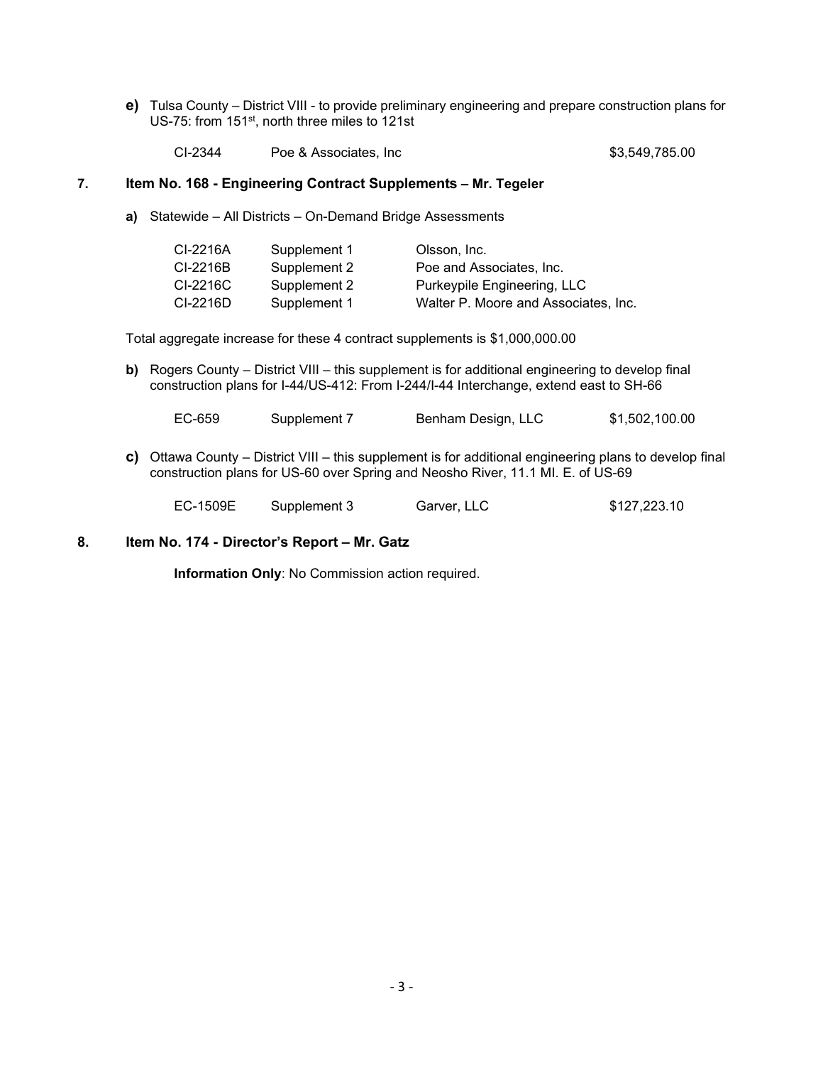**e)** Tulsa County – District VIII - to provide preliminary engineering and prepare construction plans for US-75: from 151st, north three miles to 121st

| | | |
|---|---|---|
| CI-2344 | Poe & Associates, Inc | \$3,549,785.00 |

## 7. Item No. 168 - Engineering Contract Supplements – Mr. Tegeler

**a)** Statewide – All Districts – On-Demand Bridge Assessments

| | | |
|---|---|---|
| CI-2216A | Supplement 1 | Olsson, Inc. |
| CI-2216B | Supplement 2 | Poe and Associates, Inc. |
| CI-2216C | Supplement 2 | Purkeypile Engineering, LLC |
| CI-2216D | Supplement 1 | Walter P. Moore and Associates, Inc. |

Total aggregate increase for these 4 contract supplements is \$1,000,000.00

**b)** Rogers County – District VIII – this supplement is for additional engineering to develop final construction plans for I-44/US-412: From I-244/I-44 Interchange, extend east to SH-66

| | | | |
|---|---|---|---|
| EC-659 | Supplement 7 | Benham Design, LLC | \$1,502,100.00 |

**c)** Ottawa County – District VIII – this supplement is for additional engineering plans to develop final construction plans for US-60 over Spring and Neosho River, 11.1 MI. E. of US-69

| | | | |
|---|---|---|---|
| EC-1509E | Supplement 3 | Garver, LLC | \$127,223.10 |

## 8. Item No. 174 - Director's Report – Mr. Gatz

**Information Only**: No Commission action required.